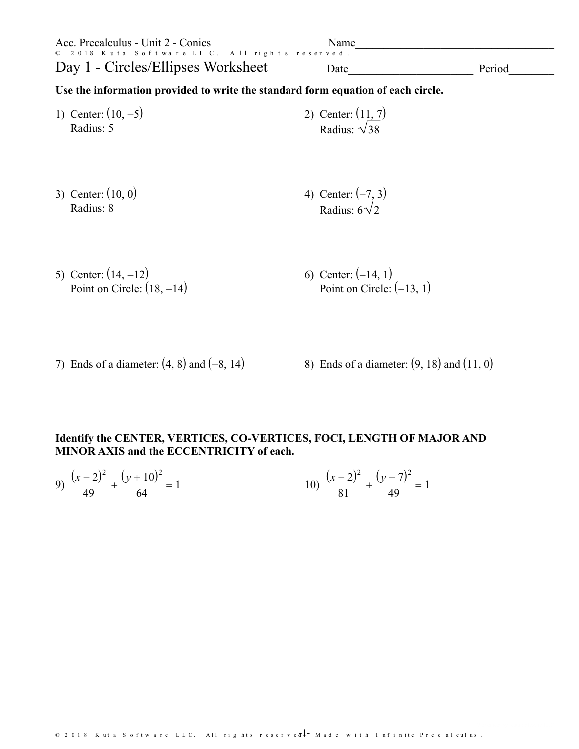Acc. Precalculus - Unit 2 - Conics

Name____________________

# Day 1 - Circles/Ellipses Worksheet

Date____________________ Period________

**Use the information provided to write the standard form equation of each circle.**

1) Center: $(10, -5)$
Radius: 5

2) Center: $(11, 7)$
Radius: $\sqrt{38}$

3) Center: $(10, 0)$
Radius: 8

4) Center: $(-7, 3)$
Radius: $6\sqrt{2}$

5) Center: $(14, -12)$
Point on Circle: $(18, -14)$

6) Center: $(-14, 1)$
Point on Circle: $(-13, 1)$

7) Ends of a diameter: $(4, 8)$ and $(-8, 14)$

8) Ends of a diameter: $(9, 18)$ and $(11, 0)$

**Identify the CENTER, VERTICES, CO-VERTICES, FOCI, LENGTH OF MAJOR AND MINOR AXIS and the ECCENTRICITY of each.**

9) $\dfrac{(x-2)^2}{49} + \dfrac{(y+10)^2}{64} = 1$

10) $\dfrac{(x-2)^2}{81} + \dfrac{(y-7)^2}{49} = 1$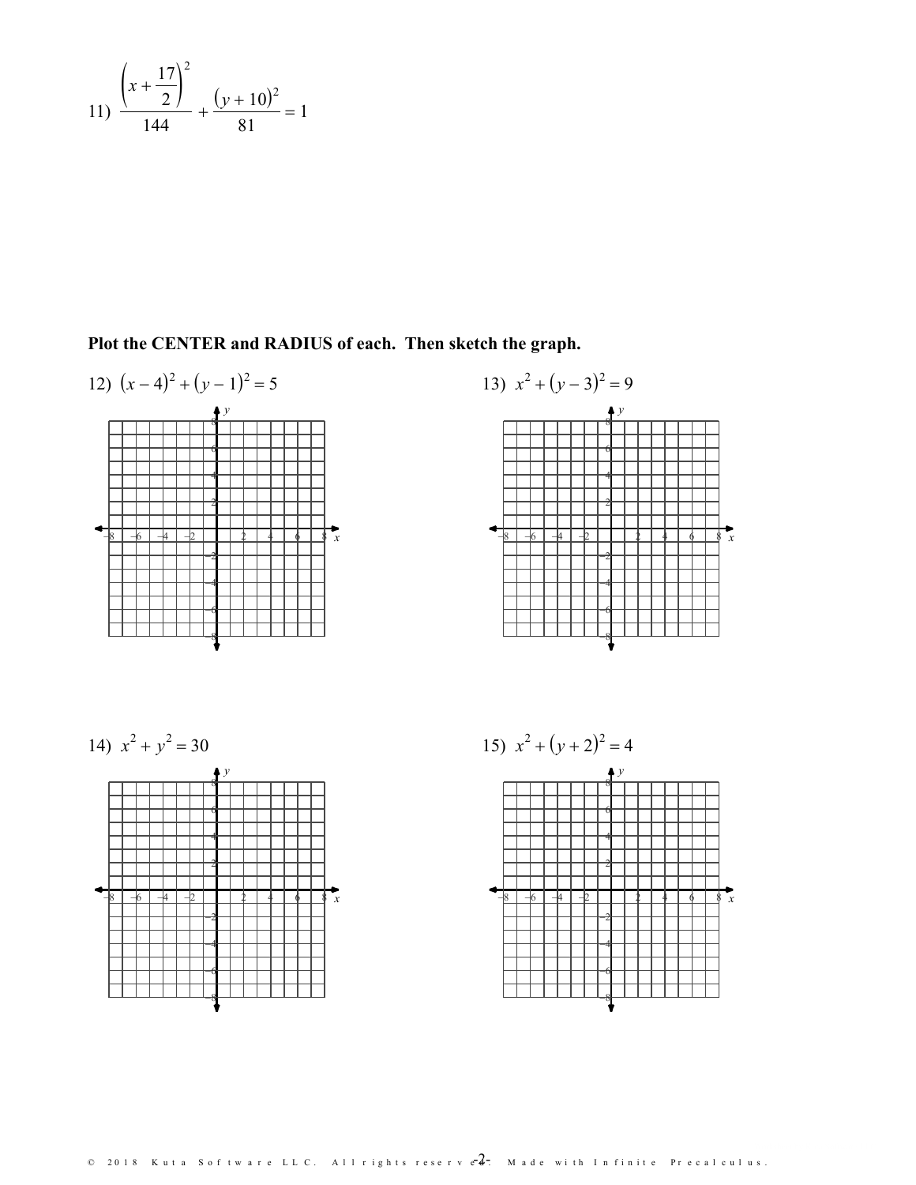11) $\dfrac{\left(x + \dfrac{17}{2}\right)^2}{144} + \dfrac{(y + 10)^2}{81} = 1$

**Plot the CENTER and RADIUS of each. Then sketch the graph.**

12) $(x - 4)^2 + (y - 1)^2 = 5$

13) $x^2 + (y - 3)^2 = 9$

14) $x^2 + y^2 = 30$

15) $x^2 + (y + 2)^2 = 4$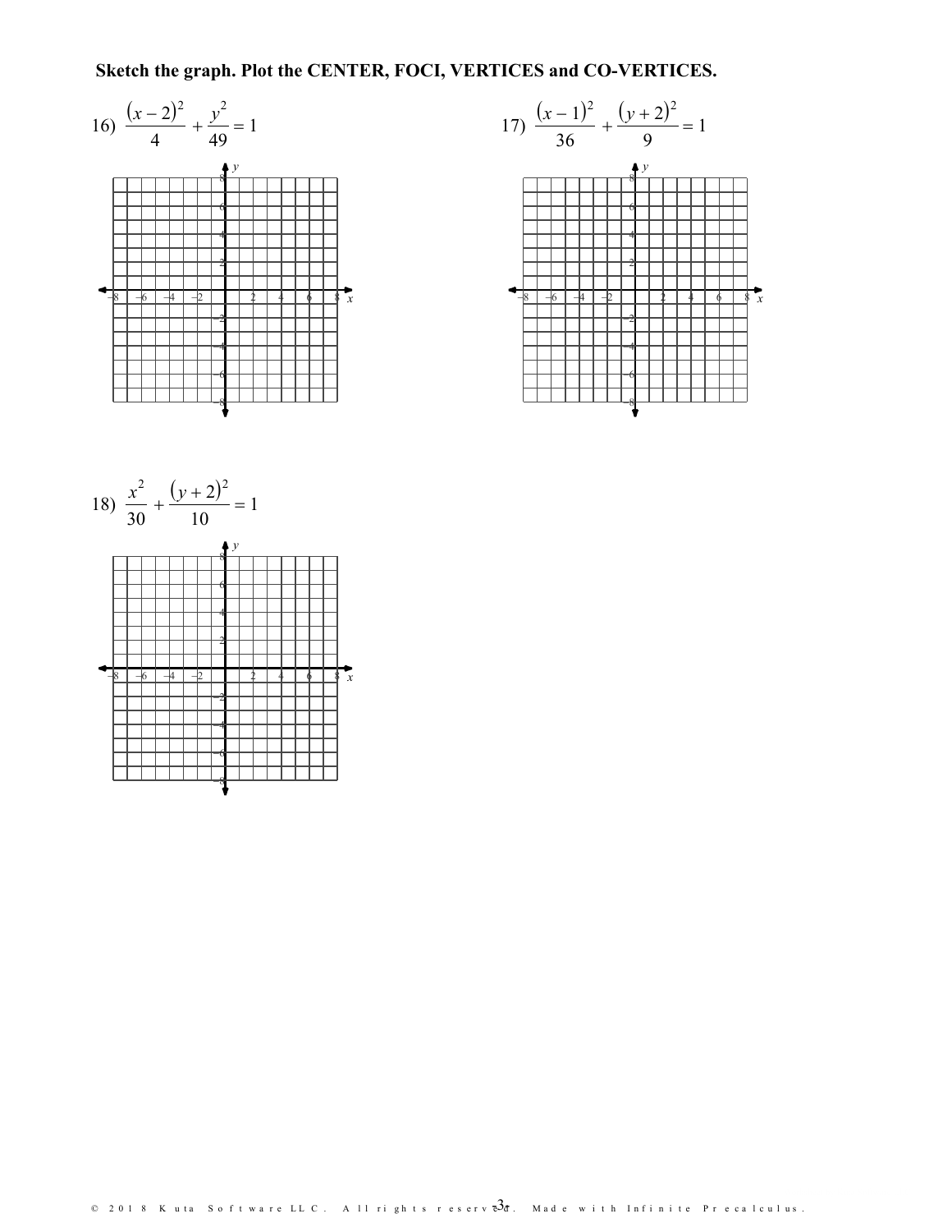**Sketch the graph. Plot the CENTER, FOCI, VERTICES and CO-VERTICES.**

16) $\frac{(x-2)^2}{4} + \frac{y^2}{49} = 1$

17) $\frac{(x-1)^2}{36} + \frac{(y+2)^2}{9} = 1$

18) $\frac{x^2}{30} + \frac{(y+2)^2}{10} = 1$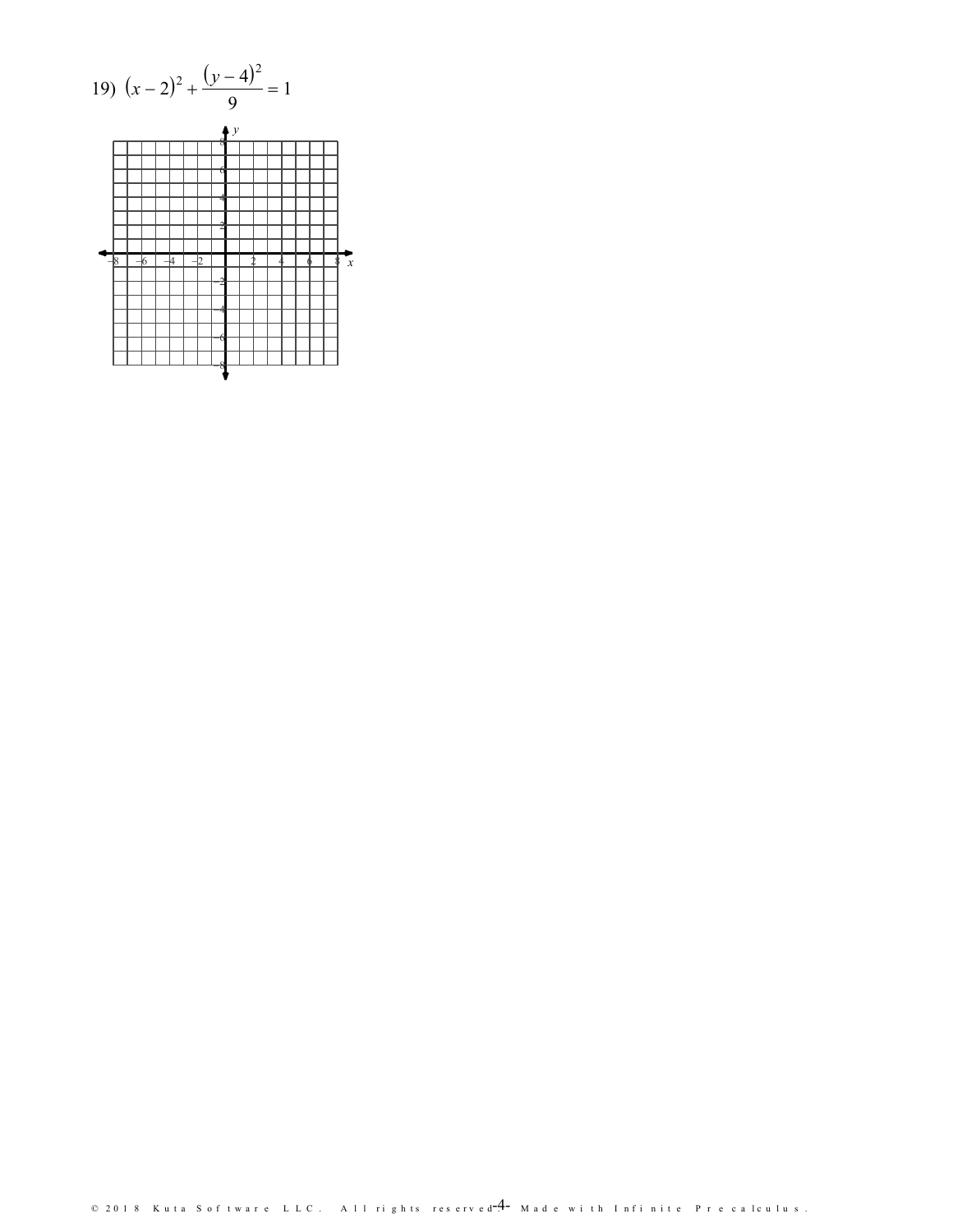19) $(x-2)^2 + \frac{(y-4)^2}{9} = 1$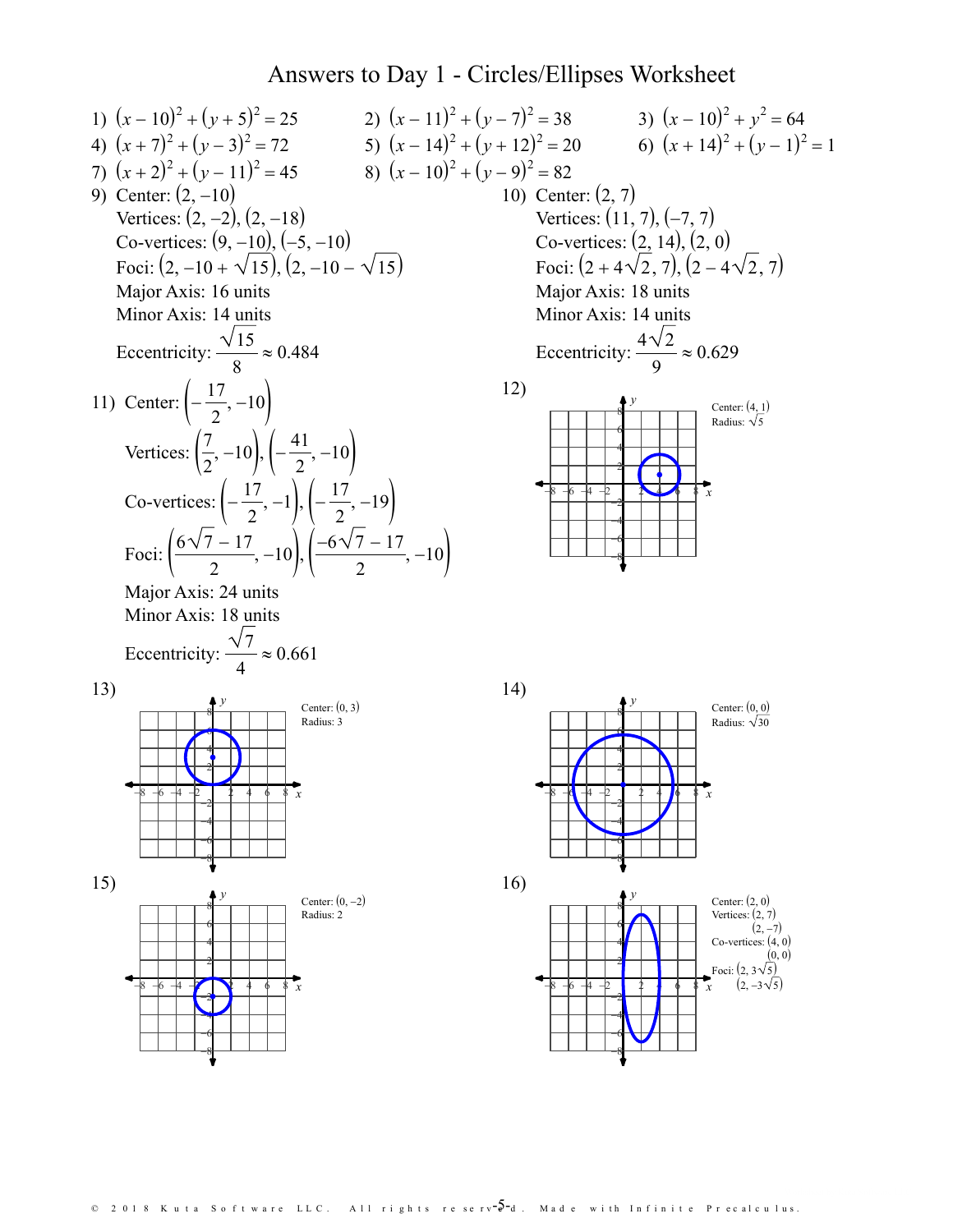# Answers to Day 1 - Circles/Ellipses Worksheet

1) $(x-10)^2+(y+5)^2=25$

2) $(x-11)^2+(y-7)^2=38$

3) $(x-10)^2+y^2=64$

4) $(x+7)^2+(y-3)^2=72$

5) $(x-14)^2+(y+12)^2=20$

6) $(x+14)^2+(y-1)^2=1$

7) $(x+2)^2+(y-11)^2=45$

8) $(x-10)^2+(y-9)^2=82$

9) Center: $(2,-10)$
Vertices: $(2,-2)$, $(2,-18)$
Co-vertices: $(9,-10)$, $(-5,-10)$
Foci: $(2,-10+\sqrt{15})$, $(2,-10-\sqrt{15})$
Major Axis: 16 units
Minor Axis: 14 units
Eccentricity: $\frac{\sqrt{15}}{8}\approx 0.484$

10) Center: $(2,7)$
Vertices: $(11,7)$, $(-7,7)$
Co-vertices: $(2,14)$, $(2,0)$
Foci: $(2+4\sqrt{2},7)$, $(2-4\sqrt{2},7)$
Major Axis: 18 units
Minor Axis: 14 units
Eccentricity: $\frac{4\sqrt{2}}{9}\approx 0.629$

11) Center: $\left(-\frac{17}{2},-10\right)$
Vertices: $\left(\frac{7}{2},-10\right)$, $\left(-\frac{41}{2},-10\right)$
Co-vertices: $\left(-\frac{17}{2},-1\right)$, $\left(-\frac{17}{2},-19\right)$
Foci: $\left(\frac{6\sqrt{7}-17}{2},-10\right)$, $\left(\frac{-6\sqrt{7}-17}{2},-10\right)$
Major Axis: 24 units
Minor Axis: 18 units
Eccentricity: $\frac{\sqrt{7}}{4}\approx 0.661$

12) Center: $(4,1)$
Radius: $\sqrt{5}$

13) Center: $(0,3)$
Radius: 3

14) Center: $(0,0)$
Radius: $\sqrt{30}$

15) Center: $(0,-2)$
Radius: 2

16) Center: $(2,0)$
Vertices: $(2,7)$, $(2,-7)$
Co-vertices: $(4,0)$, $(0,0)$
Foci: $(2,3\sqrt{5})$, $(2,-3\sqrt{5})$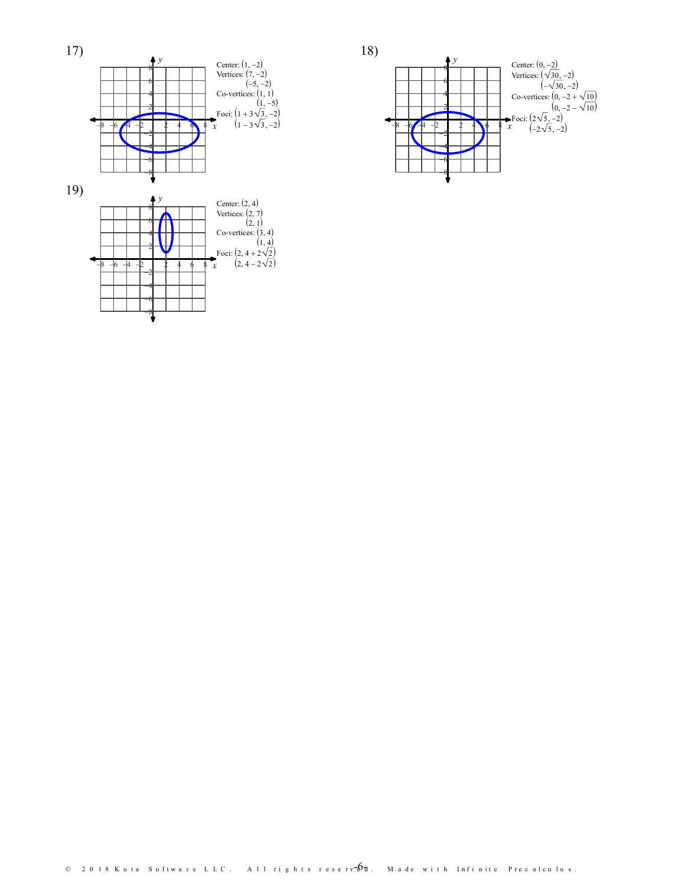17)

Center: $(1, -2)$
Vertices: $(7, -2)$
$(-5, -2)$
Co-vertices: $(1, 1)$
$(1, -5)$
Foci: $(1 + 3\sqrt{3}, -2)$
$(1 - 3\sqrt{3}, -2)$

18)

Center: $(0, -2)$
Vertices: $(\sqrt{30}, -2)$
$(-\sqrt{30}, -2)$
Co-vertices: $(0, -2 + \sqrt{10})$
$(0, -2 - \sqrt{10})$
Foci: $(2\sqrt{5}, -2)$
$(-2\sqrt{5}, -2)$

19)

Center: $(2, 4)$
Vertices: $(2, 7)$
$(2, 1)$
Co-vertices: $(3, 4)$
$(1, 4)$
Foci: $(2, 4 + 2\sqrt{2})$
$(2, 4 - 2\sqrt{2})$